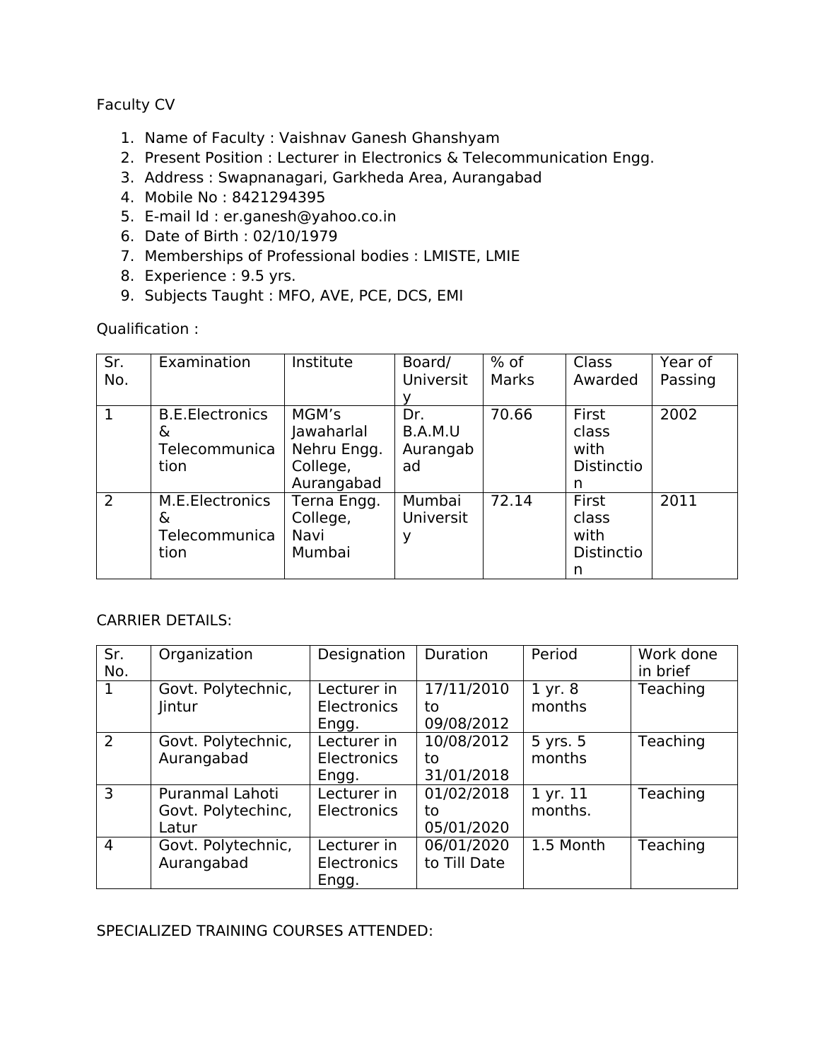Faculty CV

1. Name of Faculty : Vaishnav Ganesh Ghanshyam
2. Present Position : Lecturer in Electronics & Telecommunication Engg.
3. Address : Swapnanagari, Garkheda Area, Aurangabad
4. Mobile No : 8421294395
5. E-mail Id : er.ganesh@yahoo.co.in
6. Date of Birth : 02/10/1979
7. Memberships of Professional bodies : LMISTE, LMIE
8. Experience : 9.5 yrs.
9. Subjects Taught : MFO, AVE, PCE, DCS, EMI

Qualification :

| Sr. No. | Examination | Institute | Board/ University | % of Marks | Class Awarded | Year of Passing |
|---|---|---|---|---|---|---|
| 1 | B.E.Electronics & Telecommunication | MGM's Jawaharlal Nehru Engg. College, Aurangabad | Dr. B.A.M.U Aurangabad | 70.66 | First class with Distinction | 2002 |
| 2 | M.E.Electronics & Telecommunication | Terna Engg. College, Navi Mumbai | Mumbai University | 72.14 | First class with Distinction | 2011 |

CARRIER DETAILS:

| Sr. No. | Organization | Designation | Duration | Period | Work done in brief |
|---|---|---|---|---|---|
| 1 | Govt. Polytechnic, Jintur | Lecturer in Electronics Engg. | 17/11/2010 to 09/08/2012 | 1 yr. 8 months | Teaching |
| 2 | Govt. Polytechnic, Aurangabad | Lecturer in Electronics Engg. | 10/08/2012 to 31/01/2018 | 5 yrs. 5 months | Teaching |
| 3 | Puranmal Lahoti Govt. Polytechinc, Latur | Lecturer in Electronics | 01/02/2018 to 05/01/2020 | 1 yr. 11 months. | Teaching |
| 4 | Govt. Polytechnic, Aurangabad | Lecturer in Electronics Engg. | 06/01/2020 to Till Date | 1.5 Month | Teaching |

SPECIALIZED TRAINING COURSES ATTENDED: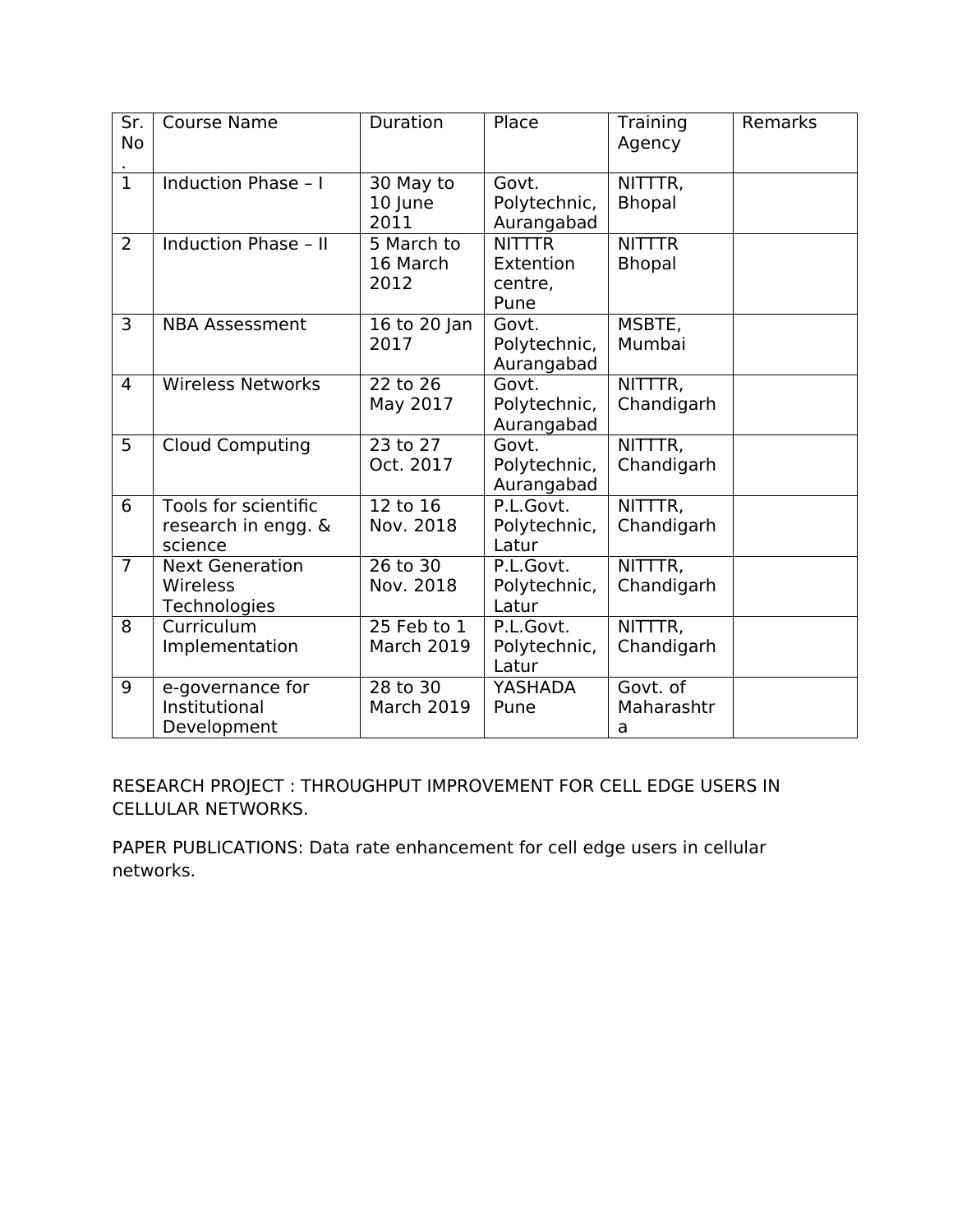| Sr. No. | Course Name | Duration | Place | Training Agency | Remarks |
|---|---|---|---|---|---|
| 1 | Induction Phase – I | 30 May to 10 June 2011 | Govt. Polytechnic, Aurangabad | NITTTR, Bhopal | |
| 2 | Induction Phase – II | 5 March to 16 March 2012 | NITTTR Extention centre, Pune | NITTTR Bhopal | |
| 3 | NBA Assessment | 16 to 20 Jan 2017 | Govt. Polytechnic, Aurangabad | MSBTE, Mumbai | |
| 4 | Wireless Networks | 22 to 26 May 2017 | Govt. Polytechnic, Aurangabad | NITTTR, Chandigarh | |
| 5 | Cloud Computing | 23 to 27 Oct. 2017 | Govt. Polytechnic, Aurangabad | NITTTR, Chandigarh | |
| 6 | Tools for scientific research in engg. & science | 12 to 16 Nov. 2018 | P.L.Govt. Polytechnic, Latur | NITTTR, Chandigarh | |
| 7 | Next Generation Wireless Technologies | 26 to 30 Nov. 2018 | P.L.Govt. Polytechnic, Latur | NITTTR, Chandigarh | |
| 8 | Curriculum Implementation | 25 Feb to 1 March 2019 | P.L.Govt. Polytechnic, Latur | NITTTR, Chandigarh | |
| 9 | e-governance for Institutional Development | 28 to 30 March 2019 | YASHADA Pune | Govt. of Maharashtra | |

RESEARCH PROJECT : THROUGHPUT IMPROVEMENT FOR CELL EDGE USERS IN CELLULAR NETWORKS.

PAPER PUBLICATIONS: Data rate enhancement for cell edge users in cellular networks.